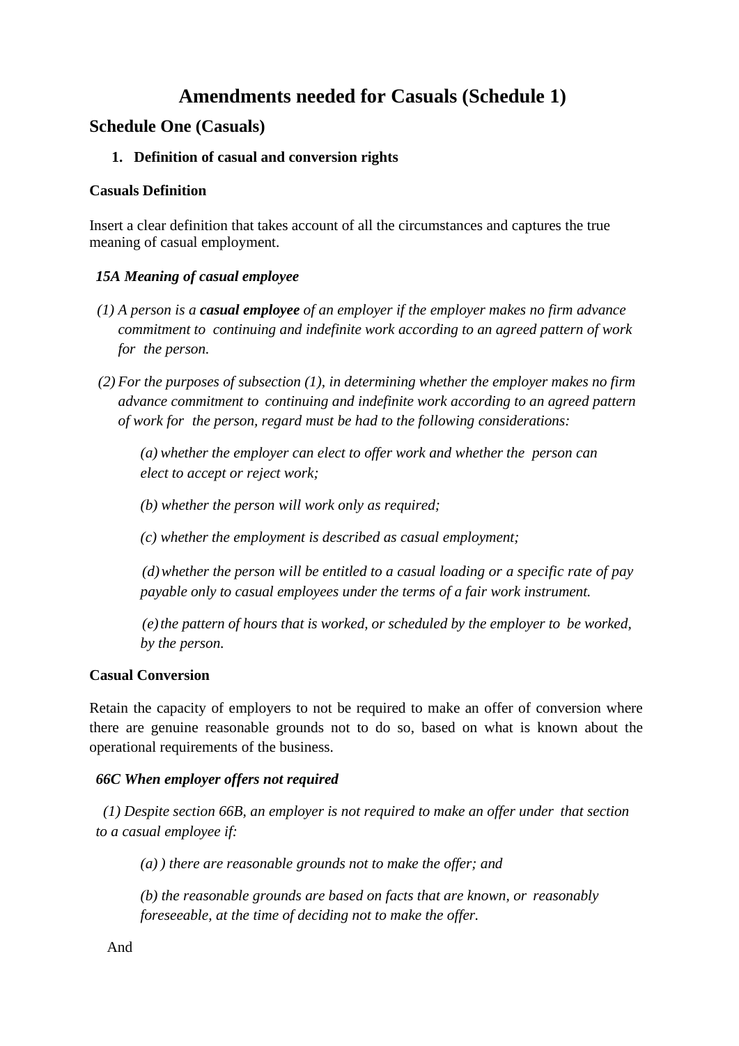# Amendments needed for Casuals (Schedule 1)

## Schedule One (Casuals)

1. **Definition of casual and conversion rights**

**Casuals Definition**

Insert a clear definition that takes account of all the circumstances and captures the true meaning of casual employment.

***15A Meaning of casual employee***

*(1) A person is a **casual employee** of an employer if the employer makes no firm advance commitment to continuing and indefinite work according to an agreed pattern of work for the person.*

*(2) For the purposes of subsection (1), in determining whether the employer makes no firm advance commitment to continuing and indefinite work according to an agreed pattern of work for the person, regard must be had to the following considerations:*

*(a) whether the employer can elect to offer work and whether the person can elect to accept or reject work;*

*(b) whether the person will work only as required;*

*(c) whether the employment is described as casual employment;*

*(d) whether the person will be entitled to a casual loading or a specific rate of pay payable only to casual employees under the terms of a fair work instrument.*

*(e) the pattern of hours that is worked, or scheduled by the employer to be worked, by the person.*

**Casual Conversion**

Retain the capacity of employers to not be required to make an offer of conversion where there are genuine reasonable grounds not to do so, based on what is known about the operational requirements of the business.

***66C When employer offers not required***

*(1) Despite section 66B, an employer is not required to make an offer under that section to a casual employee if:*

*(a) ) there are reasonable grounds not to make the offer; and*

*(b) the reasonable grounds are based on facts that are known, or reasonably foreseeable, at the time of deciding not to make the offer.*

And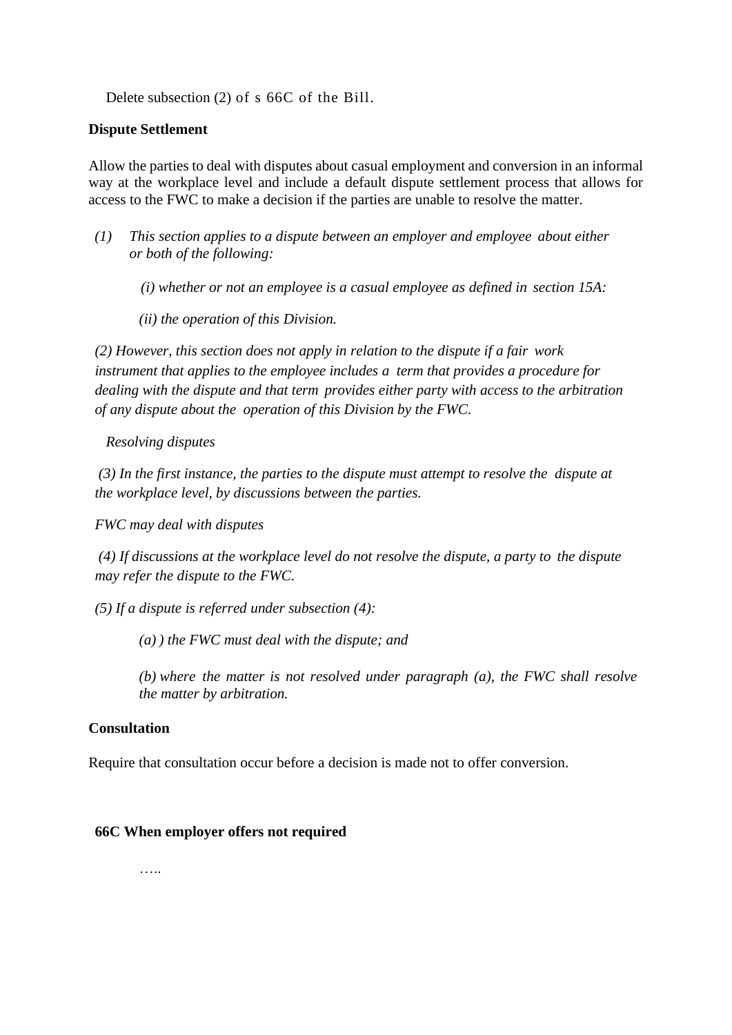Delete subsection (2) of s 66C of the Bill.

**Dispute Settlement**

Allow the parties to deal with disputes about casual employment and conversion in an informal way at the workplace level and include a default dispute settlement process that allows for access to the FWC to make a decision if the parties are unable to resolve the matter.

*(1) This section applies to a dispute between an employer and employee about either or both of the following:*

*(i) whether or not an employee is a casual employee as defined in section 15A:*

*(ii) the operation of this Division.*

*(2) However, this section does not apply in relation to the dispute if a fair work instrument that applies to the employee includes a term that provides a procedure for dealing with the dispute and that term provides either party with access to the arbitration of any dispute about the operation of this Division by the FWC.*

*Resolving disputes*

*(3) In the first instance, the parties to the dispute must attempt to resolve the dispute at the workplace level, by discussions between the parties.*

*FWC may deal with disputes*

*(4) If discussions at the workplace level do not resolve the dispute, a party to the dispute may refer the dispute to the FWC.*

*(5) If a dispute is referred under subsection (4):*

*(a) ) the FWC must deal with the dispute; and*

*(b) where the matter is not resolved under paragraph (a), the FWC shall resolve the matter by arbitration.*

**Consultation**

Require that consultation occur before a decision is made not to offer conversion.

**66C When employer offers not required**

…..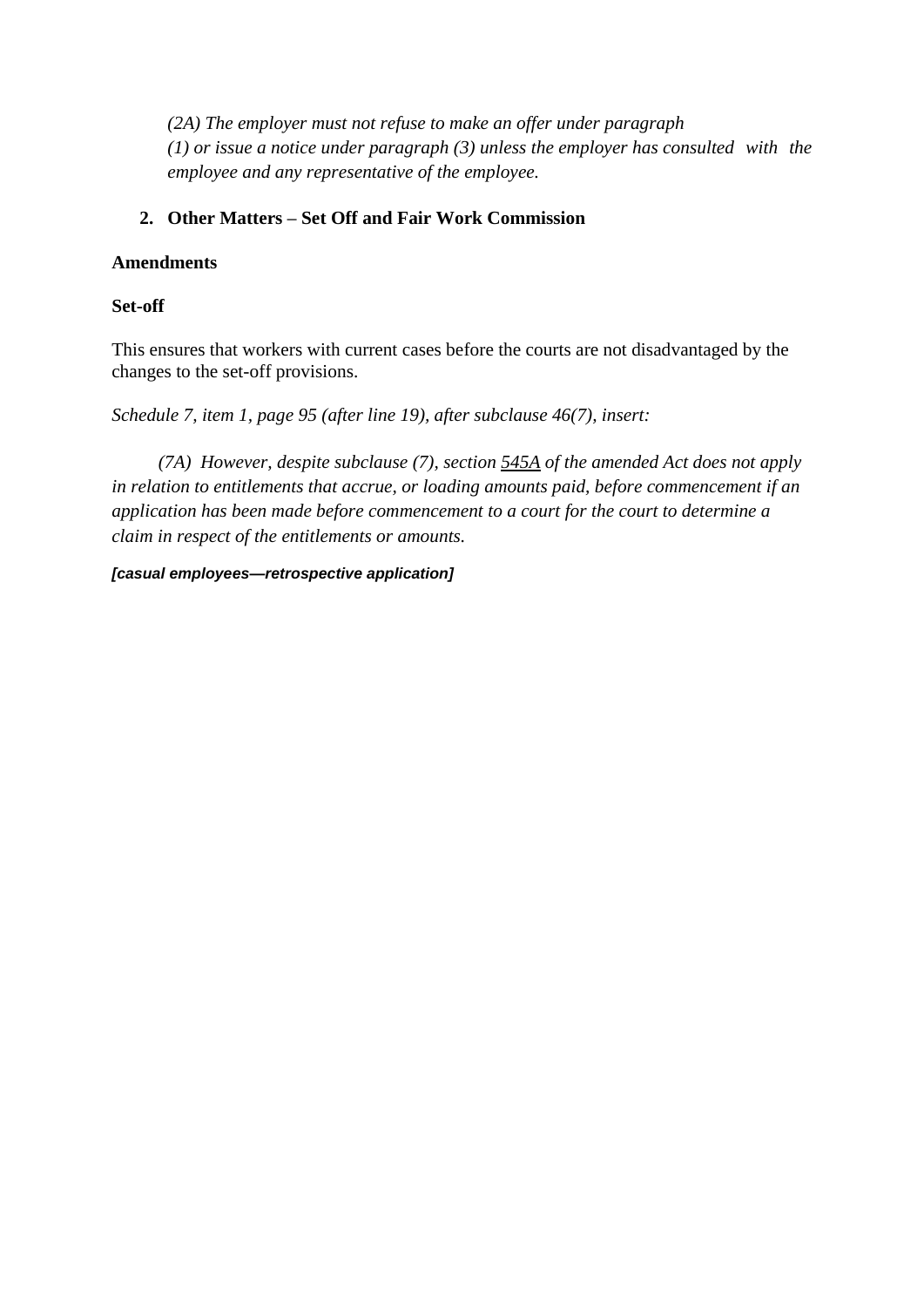*(2A) The employer must not refuse to make an offer under paragraph (1) or issue a notice under paragraph (3) unless the employer has consulted with the employee and any representative of the employee.*

## 2. Other Matters – Set Off and Fair Work Commission

### Amendments

### Set-off

This ensures that workers with current cases before the courts are not disadvantaged by the changes to the set-off provisions.

*Schedule 7, item 1, page 95 (after line 19), after subclause 46(7), insert:*

*(7A) However, despite subclause (7), section 545A of the amended Act does not apply in relation to entitlements that accrue, or loading amounts paid, before commencement if an application has been made before commencement to a court for the court to determine a claim in respect of the entitlements or amounts.*

***[casual employees—retrospective application]***